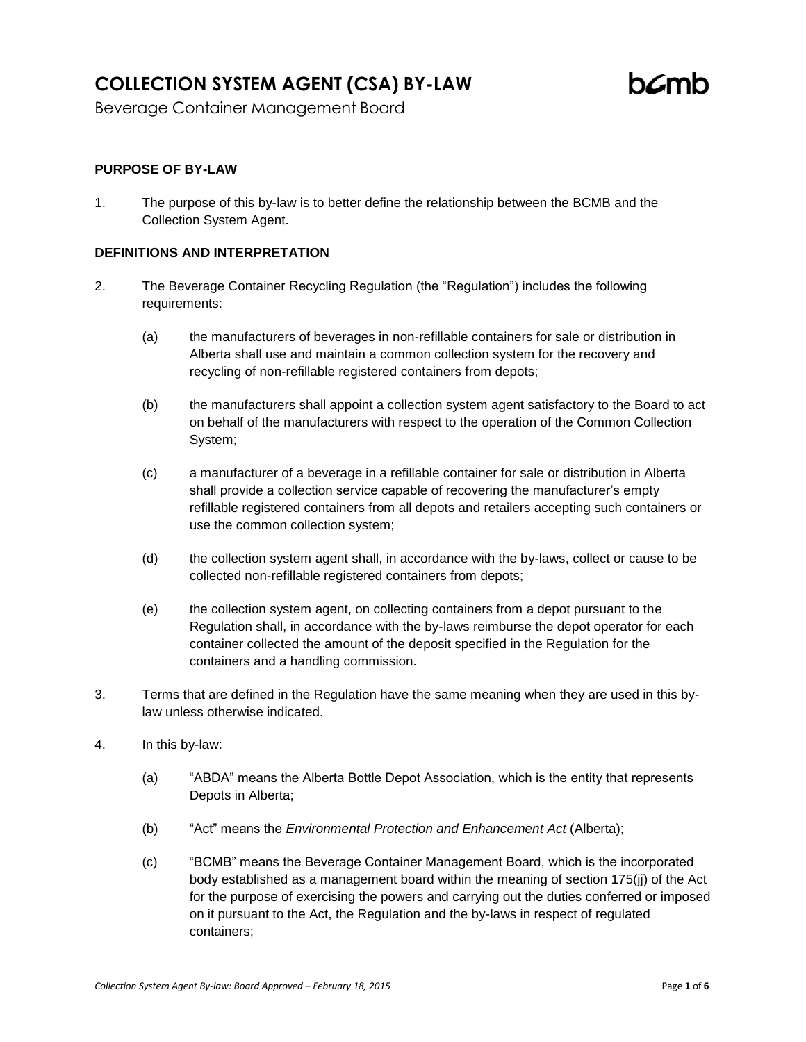# COLLECTION SYSTEM AGENT (CSA) BY-LAW

Beverage Container Management Board

### PURPOSE OF BY-LAW

1. The purpose of this by-law is to better define the relationship between the BCMB and the Collection System Agent.

### DEFINITIONS AND INTERPRETATION

2. The Beverage Container Recycling Regulation (the "Regulation") includes the following requirements:

   (a) the manufacturers of beverages in non-refillable containers for sale or distribution in Alberta shall use and maintain a common collection system for the recovery and recycling of non-refillable registered containers from depots;

   (b) the manufacturers shall appoint a collection system agent satisfactory to the Board to act on behalf of the manufacturers with respect to the operation of the Common Collection System;

   (c) a manufacturer of a beverage in a refillable container for sale or distribution in Alberta shall provide a collection service capable of recovering the manufacturer's empty refillable registered containers from all depots and retailers accepting such containers or use the common collection system;

   (d) the collection system agent shall, in accordance with the by-laws, collect or cause to be collected non-refillable registered containers from depots;

   (e) the collection system agent, on collecting containers from a depot pursuant to the Regulation shall, in accordance with the by-laws reimburse the depot operator for each container collected the amount of the deposit specified in the Regulation for the containers and a handling commission.

3. Terms that are defined in the Regulation have the same meaning when they are used in this by-law unless otherwise indicated.

4. In this by-law:

   (a) "ABDA" means the Alberta Bottle Depot Association, which is the entity that represents Depots in Alberta;

   (b) "Act" means the *Environmental Protection and Enhancement Act* (Alberta);

   (c) "BCMB" means the Beverage Container Management Board, which is the incorporated body established as a management board within the meaning of section 175(jj) of the Act for the purpose of exercising the powers and carrying out the duties conferred or imposed on it pursuant to the Act, the Regulation and the by-laws in respect of regulated containers;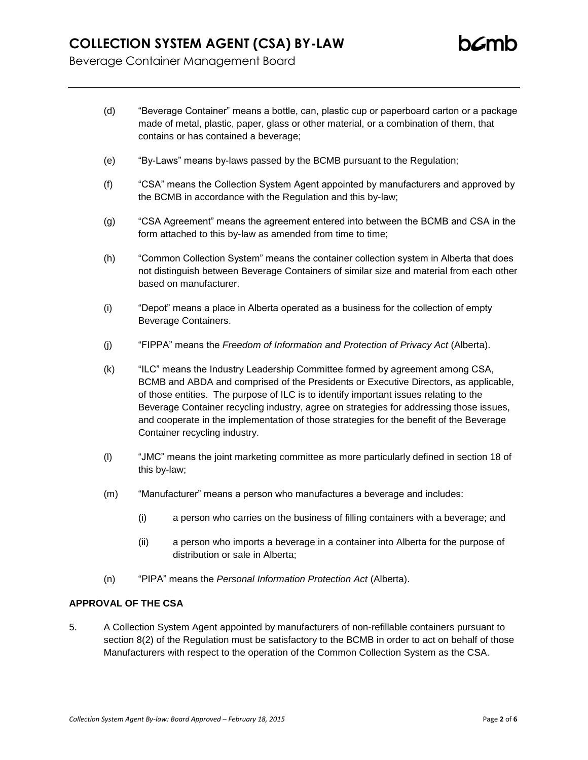(d) "Beverage Container" means a bottle, can, plastic cup or paperboard carton or a package made of metal, plastic, paper, glass or other material, or a combination of them, that contains or has contained a beverage;

(e) "By-Laws" means by-laws passed by the BCMB pursuant to the Regulation;

(f) "CSA" means the Collection System Agent appointed by manufacturers and approved by the BCMB in accordance with the Regulation and this by-law;

(g) "CSA Agreement" means the agreement entered into between the BCMB and CSA in the form attached to this by-law as amended from time to time;

(h) "Common Collection System" means the container collection system in Alberta that does not distinguish between Beverage Containers of similar size and material from each other based on manufacturer.

(i) "Depot" means a place in Alberta operated as a business for the collection of empty Beverage Containers.

(j) "FIPPA" means the *Freedom of Information and Protection of Privacy Act* (Alberta).

(k) "ILC" means the Industry Leadership Committee formed by agreement among CSA, BCMB and ABDA and comprised of the Presidents or Executive Directors, as applicable, of those entities. The purpose of ILC is to identify important issues relating to the Beverage Container recycling industry, agree on strategies for addressing those issues, and cooperate in the implementation of those strategies for the benefit of the Beverage Container recycling industry.

(l) "JMC" means the joint marketing committee as more particularly defined in section 18 of this by-law;

(m) "Manufacturer" means a person who manufactures a beverage and includes:

   (i) a person who carries on the business of filling containers with a beverage; and

   (ii) a person who imports a beverage in a container into Alberta for the purpose of distribution or sale in Alberta;

(n) "PIPA" means the *Personal Information Protection Act* (Alberta).

**APPROVAL OF THE CSA**

5. A Collection System Agent appointed by manufacturers of non-refillable containers pursuant to section 8(2) of the Regulation must be satisfactory to the BCMB in order to act on behalf of those Manufacturers with respect to the operation of the Common Collection System as the CSA.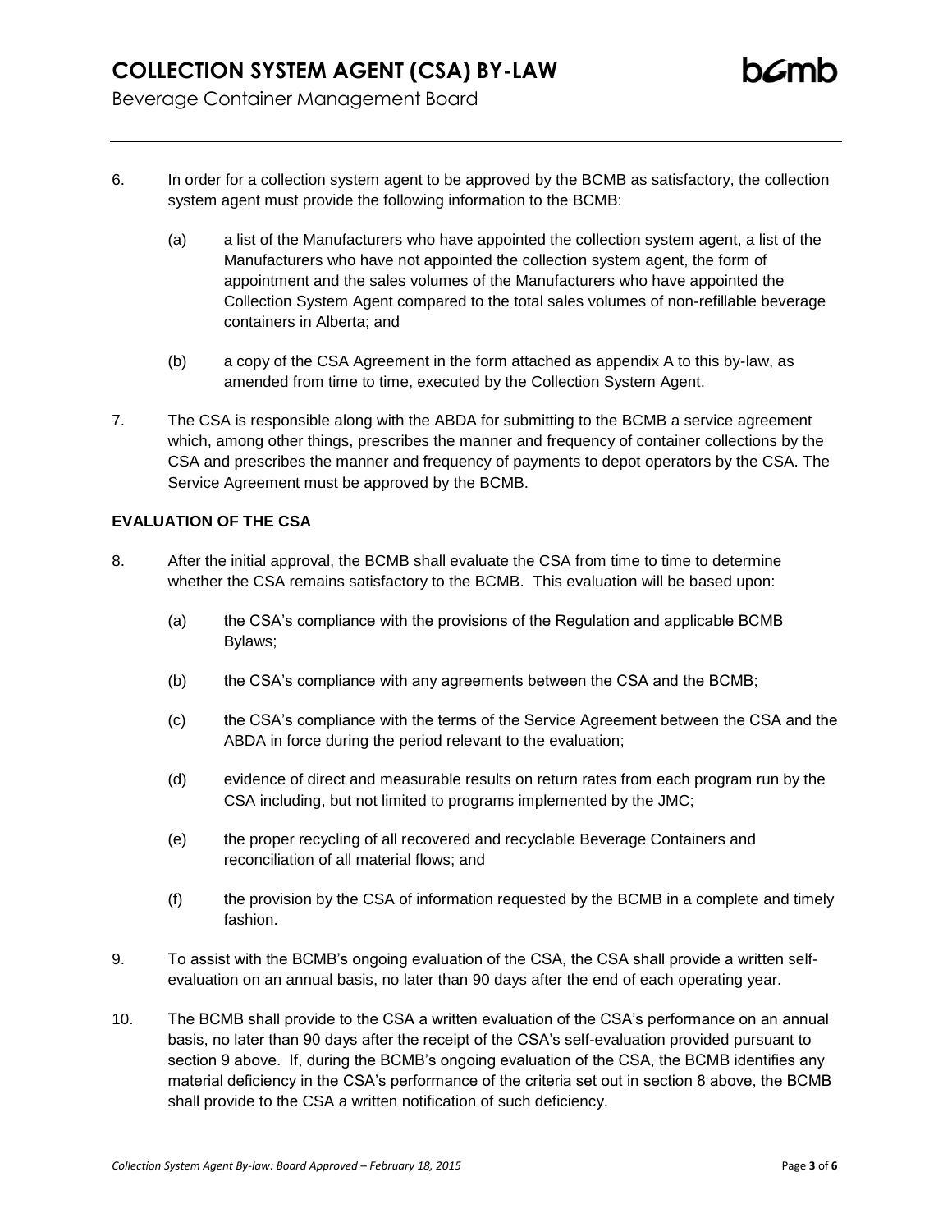6. In order for a collection system agent to be approved by the BCMB as satisfactory, the collection system agent must provide the following information to the BCMB:

   (a) a list of the Manufacturers who have appointed the collection system agent, a list of the Manufacturers who have not appointed the collection system agent, the form of appointment and the sales volumes of the Manufacturers who have appointed the Collection System Agent compared to the total sales volumes of non-refillable beverage containers in Alberta; and

   (b) a copy of the CSA Agreement in the form attached as appendix A to this by-law, as amended from time to time, executed by the Collection System Agent.

7. The CSA is responsible along with the ABDA for submitting to the BCMB a service agreement which, among other things, prescribes the manner and frequency of container collections by the CSA and prescribes the manner and frequency of payments to depot operators by the CSA. The Service Agreement must be approved by the BCMB.

**EVALUATION OF THE CSA**

8. After the initial approval, the BCMB shall evaluate the CSA from time to time to determine whether the CSA remains satisfactory to the BCMB. This evaluation will be based upon:

   (a) the CSA's compliance with the provisions of the Regulation and applicable BCMB Bylaws;

   (b) the CSA's compliance with any agreements between the CSA and the BCMB;

   (c) the CSA's compliance with the terms of the Service Agreement between the CSA and the ABDA in force during the period relevant to the evaluation;

   (d) evidence of direct and measurable results on return rates from each program run by the CSA including, but not limited to programs implemented by the JMC;

   (e) the proper recycling of all recovered and recyclable Beverage Containers and reconciliation of all material flows; and

   (f) the provision by the CSA of information requested by the BCMB in a complete and timely fashion.

9. To assist with the BCMB's ongoing evaluation of the CSA, the CSA shall provide a written self-evaluation on an annual basis, no later than 90 days after the end of each operating year.

10. The BCMB shall provide to the CSA a written evaluation of the CSA's performance on an annual basis, no later than 90 days after the receipt of the CSA's self-evaluation provided pursuant to section 9 above. If, during the BCMB's ongoing evaluation of the CSA, the BCMB identifies any material deficiency in the CSA's performance of the criteria set out in section 8 above, the BCMB shall provide to the CSA a written notification of such deficiency.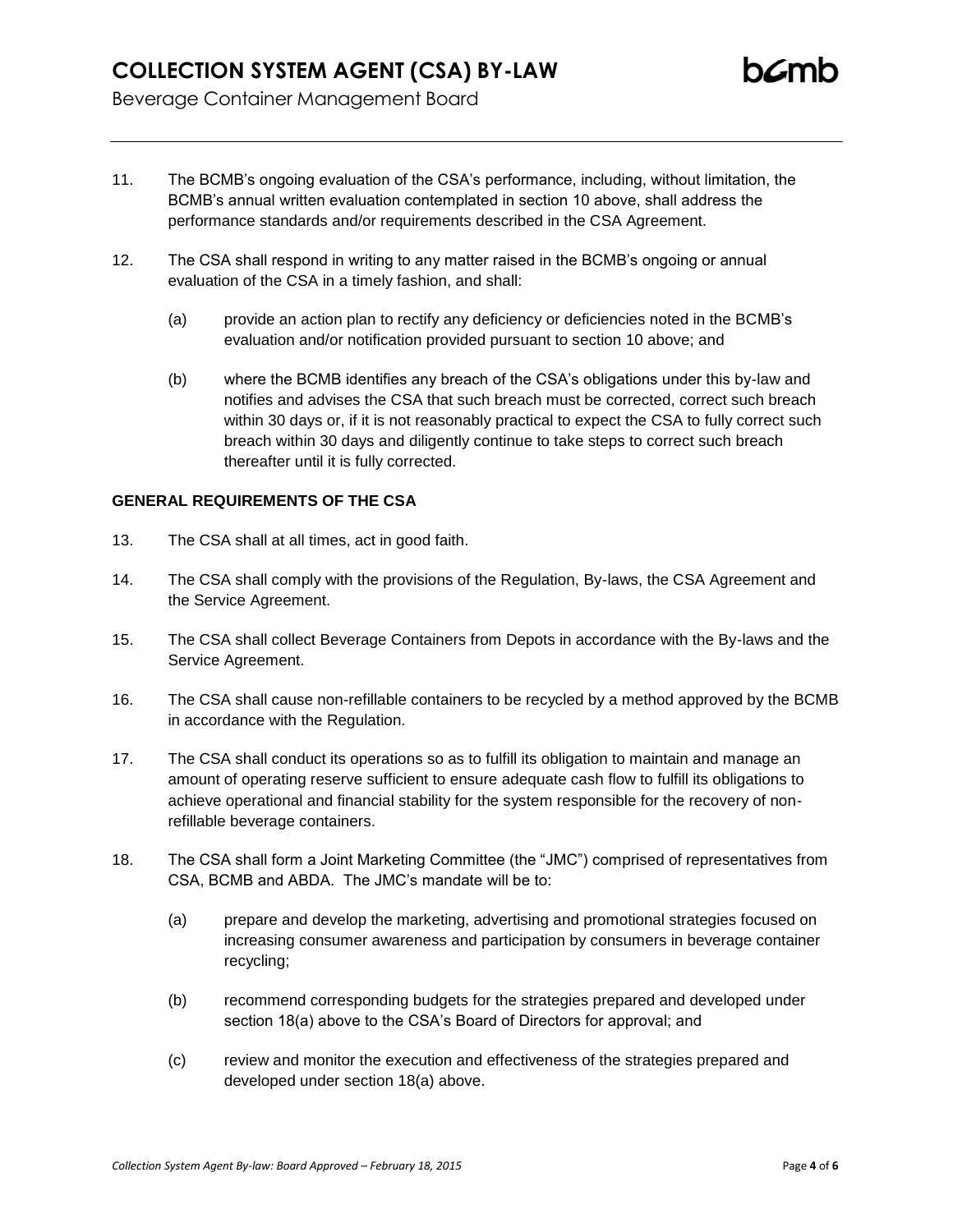11. The BCMB's ongoing evaluation of the CSA's performance, including, without limitation, the BCMB's annual written evaluation contemplated in section 10 above, shall address the performance standards and/or requirements described in the CSA Agreement.

12. The CSA shall respond in writing to any matter raised in the BCMB's ongoing or annual evaluation of the CSA in a timely fashion, and shall:

    (a) provide an action plan to rectify any deficiency or deficiencies noted in the BCMB's evaluation and/or notification provided pursuant to section 10 above; and

    (b) where the BCMB identifies any breach of the CSA's obligations under this by-law and notifies and advises the CSA that such breach must be corrected, correct such breach within 30 days or, if it is not reasonably practical to expect the CSA to fully correct such breach within 30 days and diligently continue to take steps to correct such breach thereafter until it is fully corrected.

**GENERAL REQUIREMENTS OF THE CSA**

13. The CSA shall at all times, act in good faith.

14. The CSA shall comply with the provisions of the Regulation, By-laws, the CSA Agreement and the Service Agreement.

15. The CSA shall collect Beverage Containers from Depots in accordance with the By-laws and the Service Agreement.

16. The CSA shall cause non-refillable containers to be recycled by a method approved by the BCMB in accordance with the Regulation.

17. The CSA shall conduct its operations so as to fulfill its obligation to maintain and manage an amount of operating reserve sufficient to ensure adequate cash flow to fulfill its obligations to achieve operational and financial stability for the system responsible for the recovery of non-refillable beverage containers.

18. The CSA shall form a Joint Marketing Committee (the "JMC") comprised of representatives from CSA, BCMB and ABDA. The JMC's mandate will be to:

    (a) prepare and develop the marketing, advertising and promotional strategies focused on increasing consumer awareness and participation by consumers in beverage container recycling;

    (b) recommend corresponding budgets for the strategies prepared and developed under section 18(a) above to the CSA's Board of Directors for approval; and

    (c) review and monitor the execution and effectiveness of the strategies prepared and developed under section 18(a) above.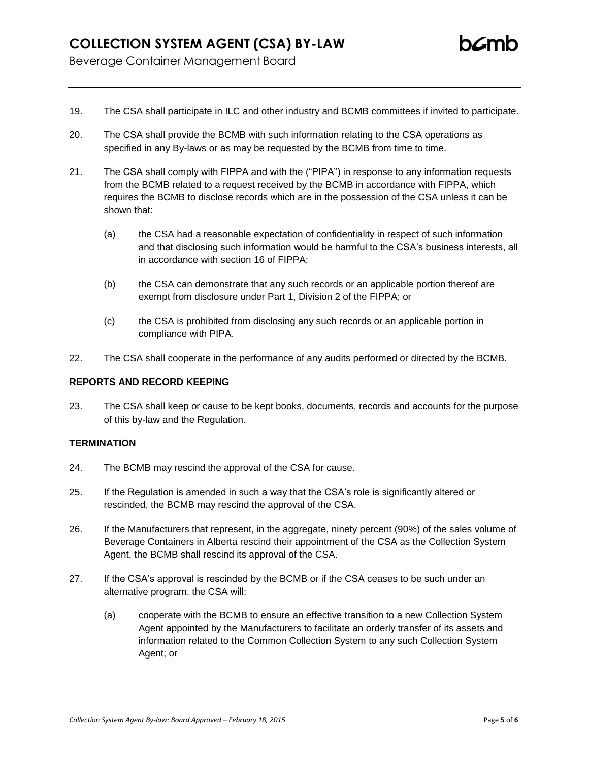19. The CSA shall participate in ILC and other industry and BCMB committees if invited to participate.

20. The CSA shall provide the BCMB with such information relating to the CSA operations as specified in any By-laws or as may be requested by the BCMB from time to time.

21. The CSA shall comply with FIPPA and with the ("PIPA") in response to any information requests from the BCMB related to a request received by the BCMB in accordance with FIPPA, which requires the BCMB to disclose records which are in the possession of the CSA unless it can be shown that:

    (a) the CSA had a reasonable expectation of confidentiality in respect of such information and that disclosing such information would be harmful to the CSA's business interests, all in accordance with section 16 of FIPPA;

    (b) the CSA can demonstrate that any such records or an applicable portion thereof are exempt from disclosure under Part 1, Division 2 of the FIPPA; or

    (c) the CSA is prohibited from disclosing any such records or an applicable portion in compliance with PIPA.

22. The CSA shall cooperate in the performance of any audits performed or directed by the BCMB.

**REPORTS AND RECORD KEEPING**

23. The CSA shall keep or cause to be kept books, documents, records and accounts for the purpose of this by-law and the Regulation.

**TERMINATION**

24. The BCMB may rescind the approval of the CSA for cause.

25. If the Regulation is amended in such a way that the CSA's role is significantly altered or rescinded, the BCMB may rescind the approval of the CSA.

26. If the Manufacturers that represent, in the aggregate, ninety percent (90%) of the sales volume of Beverage Containers in Alberta rescind their appointment of the CSA as the Collection System Agent, the BCMB shall rescind its approval of the CSA.

27. If the CSA's approval is rescinded by the BCMB or if the CSA ceases to be such under an alternative program, the CSA will:

    (a) cooperate with the BCMB to ensure an effective transition to a new Collection System Agent appointed by the Manufacturers to facilitate an orderly transfer of its assets and information related to the Common Collection System to any such Collection System Agent; or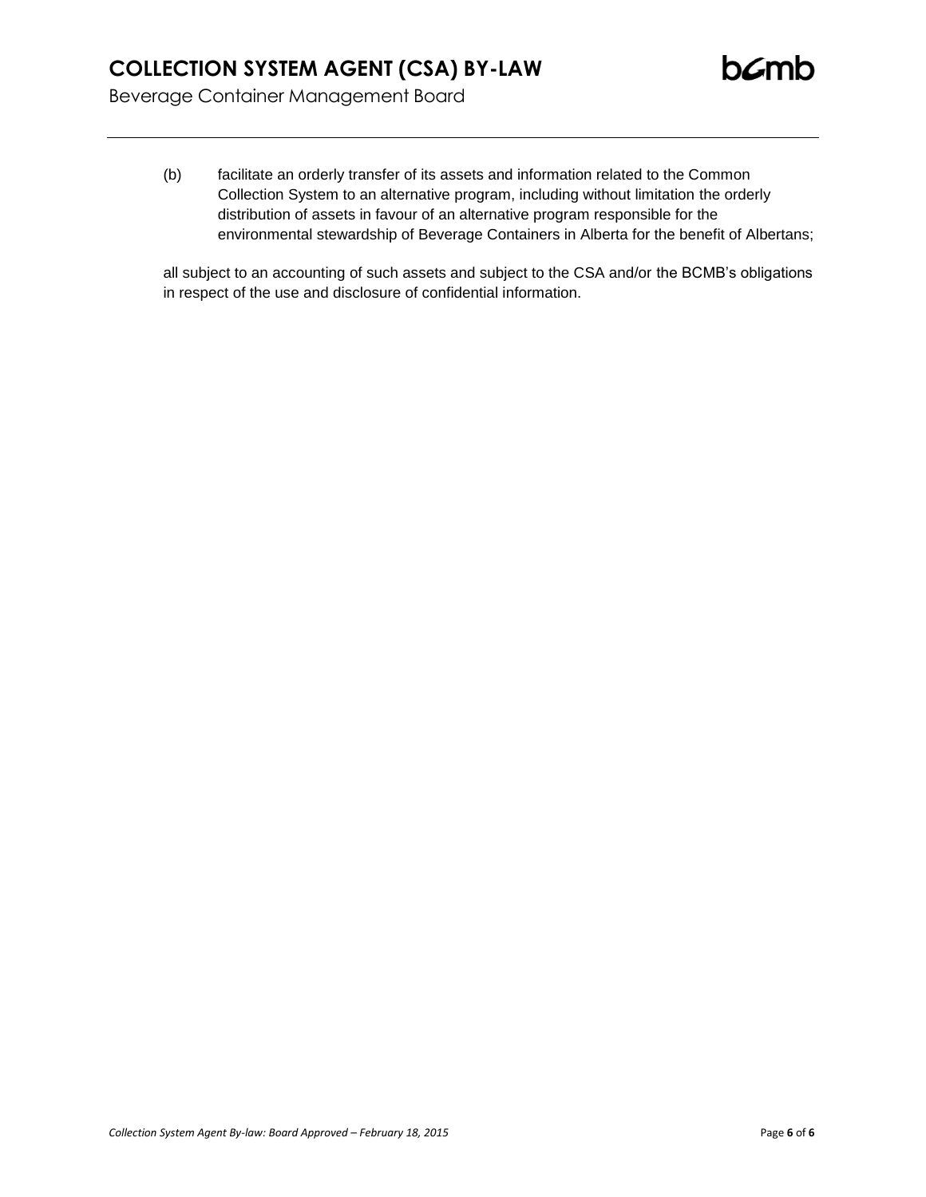(b) facilitate an orderly transfer of its assets and information related to the Common Collection System to an alternative program, including without limitation the orderly distribution of assets in favour of an alternative program responsible for the environmental stewardship of Beverage Containers in Alberta for the benefit of Albertans;

all subject to an accounting of such assets and subject to the CSA and/or the BCMB's obligations in respect of the use and disclosure of confidential information.